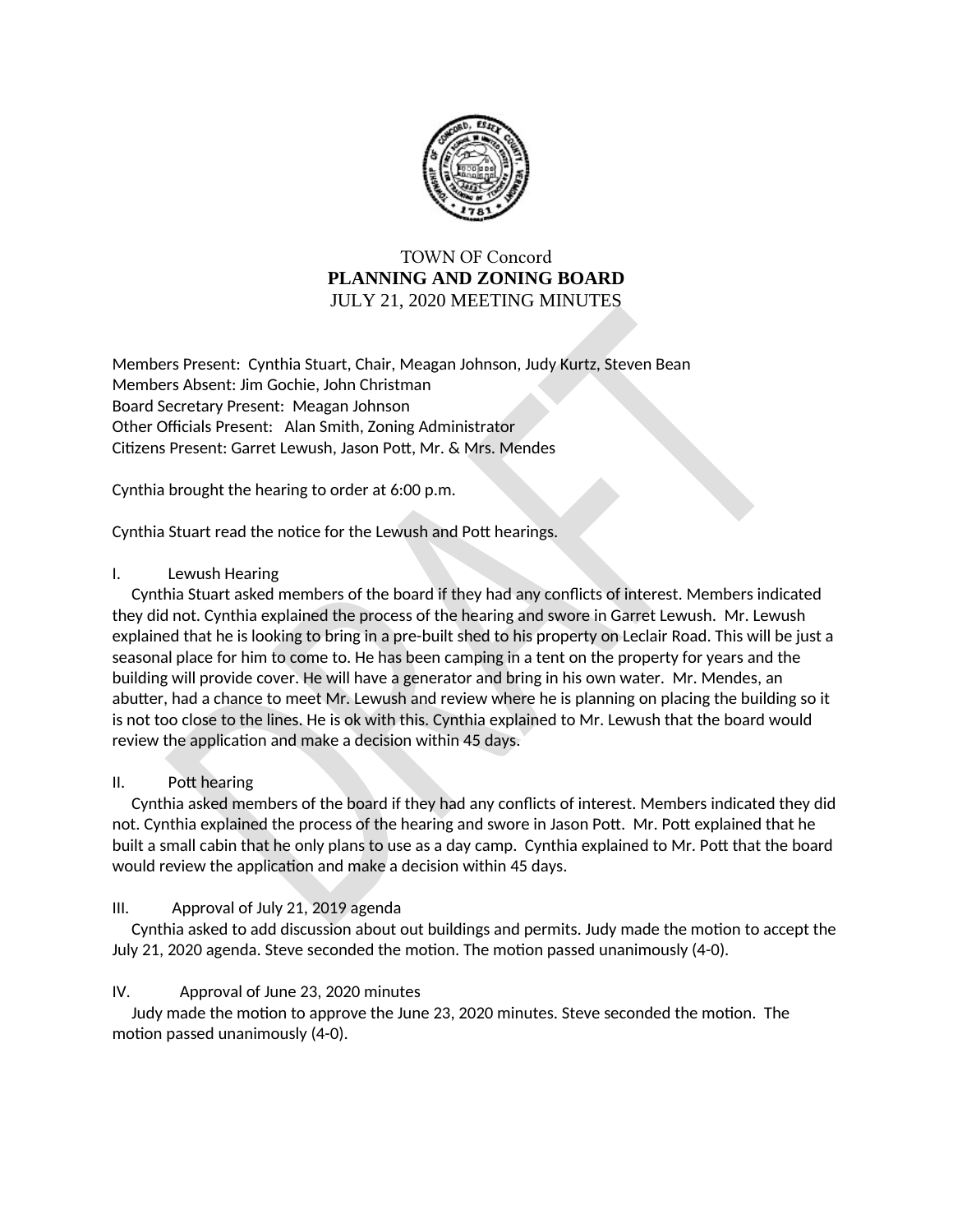TOWN OF Concord

**PLANNING AND ZONING BOARD**

JULY 21, 2020 MEETING MINUTES

Members Present: Cynthia Stuart, Chair, Meagan Johnson, Judy Kurtz, Steven Bean
Members Absent: Jim Gochie, John Christman
Board Secretary Present: Meagan Johnson
Other Officials Present: Alan Smith, Zoning Administrator
Citizens Present: Garret Lewush, Jason Pott, Mr. & Mrs. Mendes

Cynthia brought the hearing to order at 6:00 p.m.

Cynthia Stuart read the notice for the Lewush and Pott hearings.

I. Lewush Hearing

Cynthia Stuart asked members of the board if they had any conflicts of interest. Members indicated they did not. Cynthia explained the process of the hearing and swore in Garret Lewush. Mr. Lewush explained that he is looking to bring in a pre-built shed to his property on Leclair Road. This will be just a seasonal place for him to come to. He has been camping in a tent on the property for years and the building will provide cover. He will have a generator and bring in his own water. Mr. Mendes, an abutter, had a chance to meet Mr. Lewush and review where he is planning on placing the building so it is not too close to the lines. He is ok with this. Cynthia explained to Mr. Lewush that the board would review the application and make a decision within 45 days.

II. Pott hearing

Cynthia asked members of the board if they had any conflicts of interest. Members indicated they did not. Cynthia explained the process of the hearing and swore in Jason Pott. Mr. Pott explained that he built a small cabin that he only plans to use as a day camp. Cynthia explained to Mr. Pott that the board would review the application and make a decision within 45 days.

III. Approval of July 21, 2019 agenda

Cynthia asked to add discussion about out buildings and permits. Judy made the motion to accept the July 21, 2020 agenda. Steve seconded the motion. The motion passed unanimously (4-0).

IV. Approval of June 23, 2020 minutes

Judy made the motion to approve the June 23, 2020 minutes. Steve seconded the motion. The motion passed unanimously (4-0).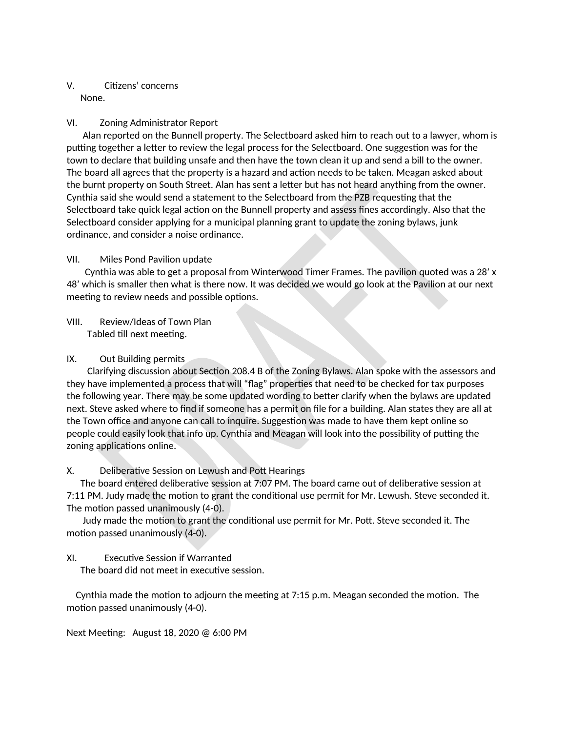V. Citizens' concerns

None.

VI. Zoning Administrator Report

Alan reported on the Bunnell property. The Selectboard asked him to reach out to a lawyer, whom is putting together a letter to review the legal process for the Selectboard. One suggestion was for the town to declare that building unsafe and then have the town clean it up and send a bill to the owner. The board all agrees that the property is a hazard and action needs to be taken. Meagan asked about the burnt property on South Street. Alan has sent a letter but has not heard anything from the owner. Cynthia said she would send a statement to the Selectboard from the PZB requesting that the Selectboard take quick legal action on the Bunnell property and assess fines accordingly. Also that the Selectboard consider applying for a municipal planning grant to update the zoning bylaws, junk ordinance, and consider a noise ordinance.

VII. Miles Pond Pavilion update

Cynthia was able to get a proposal from Winterwood Timer Frames. The pavilion quoted was a 28' x 48' which is smaller then what is there now. It was decided we would go look at the Pavilion at our next meeting to review needs and possible options.

VIII. Review/Ideas of Town Plan

Tabled till next meeting.

IX. Out Building permits

Clarifying discussion about Section 208.4 B of the Zoning Bylaws. Alan spoke with the assessors and they have implemented a process that will "flag" properties that need to be checked for tax purposes the following year. There may be some updated wording to better clarify when the bylaws are updated next. Steve asked where to find if someone has a permit on file for a building. Alan states they are all at the Town office and anyone can call to inquire. Suggestion was made to have them kept online so people could easily look that info up. Cynthia and Meagan will look into the possibility of putting the zoning applications online.

X. Deliberative Session on Lewush and Pott Hearings

The board entered deliberative session at 7:07 PM. The board came out of deliberative session at 7:11 PM. Judy made the motion to grant the conditional use permit for Mr. Lewush. Steve seconded it. The motion passed unanimously (4-0).

Judy made the motion to grant the conditional use permit for Mr. Pott. Steve seconded it. The motion passed unanimously (4-0).

XI. Executive Session if Warranted

The board did not meet in executive session.

Cynthia made the motion to adjourn the meeting at 7:15 p.m. Meagan seconded the motion. The motion passed unanimously (4-0).

Next Meeting: August 18, 2020 @ 6:00 PM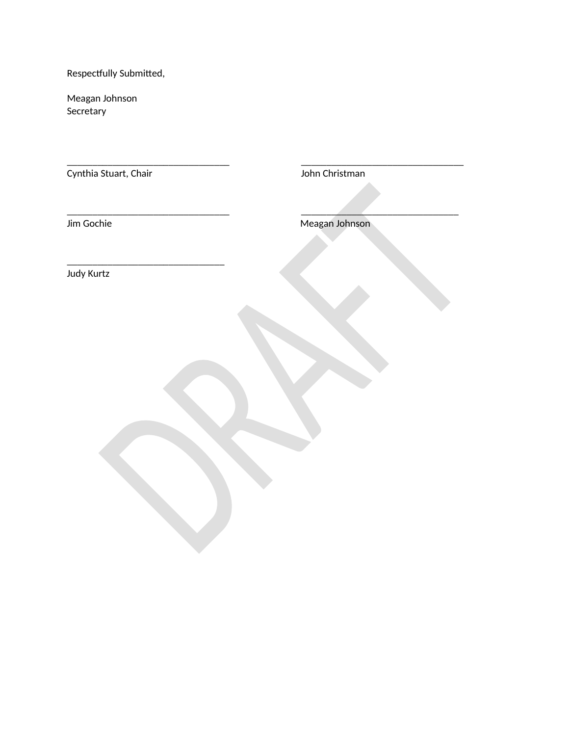Respectfully Submitted,

Meagan Johnson
Secretary

________________________________
Cynthia Stuart, Chair

________________________________
John Christman

________________________________
Jim Gochie

_______________________________
Meagan Johnson

_______________________________
Judy Kurtz

DRAFT